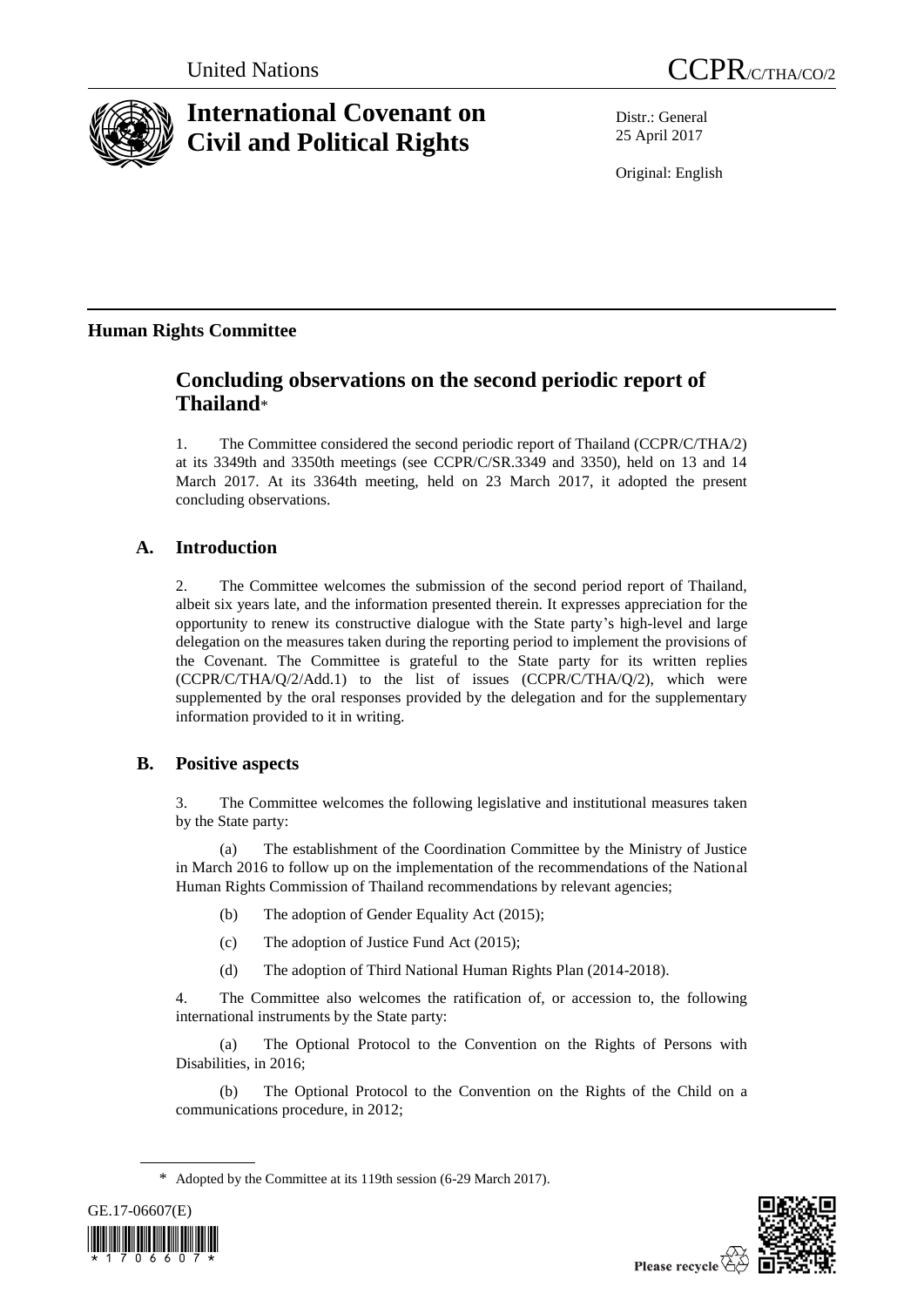United Nations

CCPR/C/THA/CO/2

# International Covenant on Civil and Political Rights

Distr.: General
25 April 2017

Original: English

**Human Rights Committee**

## Concluding observations on the second periodic report of Thailand*

1. The Committee considered the second periodic report of Thailand (CCPR/C/THA/2) at its 3349th and 3350th meetings (see CCPR/C/SR.3349 and 3350), held on 13 and 14 March 2017. At its 3364th meeting, held on 23 March 2017, it adopted the present concluding observations.

## A. Introduction

2. The Committee welcomes the submission of the second period report of Thailand, albeit six years late, and the information presented therein. It expresses appreciation for the opportunity to renew its constructive dialogue with the State party's high-level and large delegation on the measures taken during the reporting period to implement the provisions of the Covenant. The Committee is grateful to the State party for its written replies (CCPR/C/THA/Q/2/Add.1) to the list of issues (CCPR/C/THA/Q/2), which were supplemented by the oral responses provided by the delegation and for the supplementary information provided to it in writing.

## B. Positive aspects

3. The Committee welcomes the following legislative and institutional measures taken by the State party:

(a) The establishment of the Coordination Committee by the Ministry of Justice in March 2016 to follow up on the implementation of the recommendations of the National Human Rights Commission of Thailand recommendations by relevant agencies;

(b) The adoption of Gender Equality Act (2015);

(c) The adoption of Justice Fund Act (2015);

(d) The adoption of Third National Human Rights Plan (2014-2018).

4. The Committee also welcomes the ratification of, or accession to, the following international instruments by the State party:

(a) The Optional Protocol to the Convention on the Rights of Persons with Disabilities, in 2016;

(b) The Optional Protocol to the Convention on the Rights of the Child on a communications procedure, in 2012;

* Adopted by the Committee at its 119th session (6-29 March 2017).

GE.17-06607(E)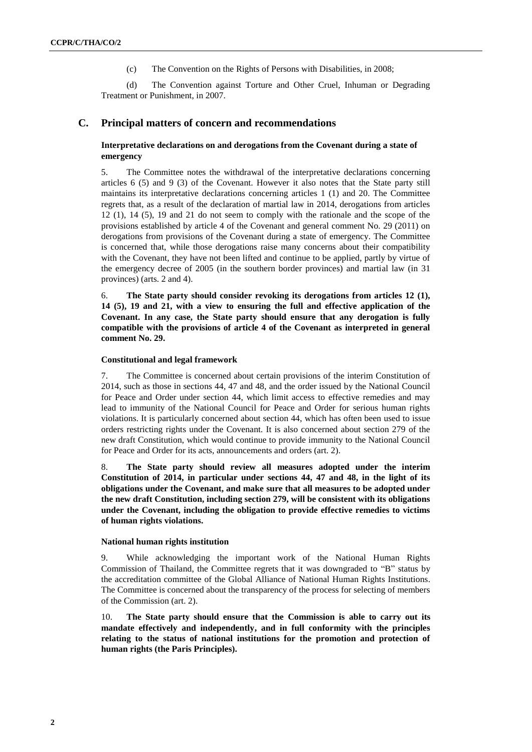(c) The Convention on the Rights of Persons with Disabilities, in 2008;

(d) The Convention against Torture and Other Cruel, Inhuman or Degrading Treatment or Punishment, in 2007.

## C. Principal matters of concern and recommendations

### Interpretative declarations on and derogations from the Covenant during a state of emergency

5. The Committee notes the withdrawal of the interpretative declarations concerning articles 6 (5) and 9 (3) of the Covenant. However it also notes that the State party still maintains its interpretative declarations concerning articles 1 (1) and 20. The Committee regrets that, as a result of the declaration of martial law in 2014, derogations from articles 12 (1), 14 (5), 19 and 21 do not seem to comply with the rationale and the scope of the provisions established by article 4 of the Covenant and general comment No. 29 (2011) on derogations from provisions of the Covenant during a state of emergency. The Committee is concerned that, while those derogations raise many concerns about their compatibility with the Covenant, they have not been lifted and continue to be applied, partly by virtue of the emergency decree of 2005 (in the southern border provinces) and martial law (in 31 provinces) (arts. 2 and 4).

6. **The State party should consider revoking its derogations from articles 12 (1), 14 (5), 19 and 21, with a view to ensuring the full and effective application of the Covenant. In any case, the State party should ensure that any derogation is fully compatible with the provisions of article 4 of the Covenant as interpreted in general comment No. 29.**

### Constitutional and legal framework

7. The Committee is concerned about certain provisions of the interim Constitution of 2014, such as those in sections 44, 47 and 48, and the order issued by the National Council for Peace and Order under section 44, which limit access to effective remedies and may lead to immunity of the National Council for Peace and Order for serious human rights violations. It is particularly concerned about section 44, which has often been used to issue orders restricting rights under the Covenant. It is also concerned about section 279 of the new draft Constitution, which would continue to provide immunity to the National Council for Peace and Order for its acts, announcements and orders (art. 2).

8. **The State party should review all measures adopted under the interim Constitution of 2014, in particular under sections 44, 47 and 48, in the light of its obligations under the Covenant, and make sure that all measures to be adopted under the new draft Constitution, including section 279, will be consistent with its obligations under the Covenant, including the obligation to provide effective remedies to victims of human rights violations.**

### National human rights institution

9. While acknowledging the important work of the National Human Rights Commission of Thailand, the Committee regrets that it was downgraded to "B" status by the accreditation committee of the Global Alliance of National Human Rights Institutions. The Committee is concerned about the transparency of the process for selecting of members of the Commission (art. 2).

10. **The State party should ensure that the Commission is able to carry out its mandate effectively and independently, and in full conformity with the principles relating to the status of national institutions for the promotion and protection of human rights (the Paris Principles).**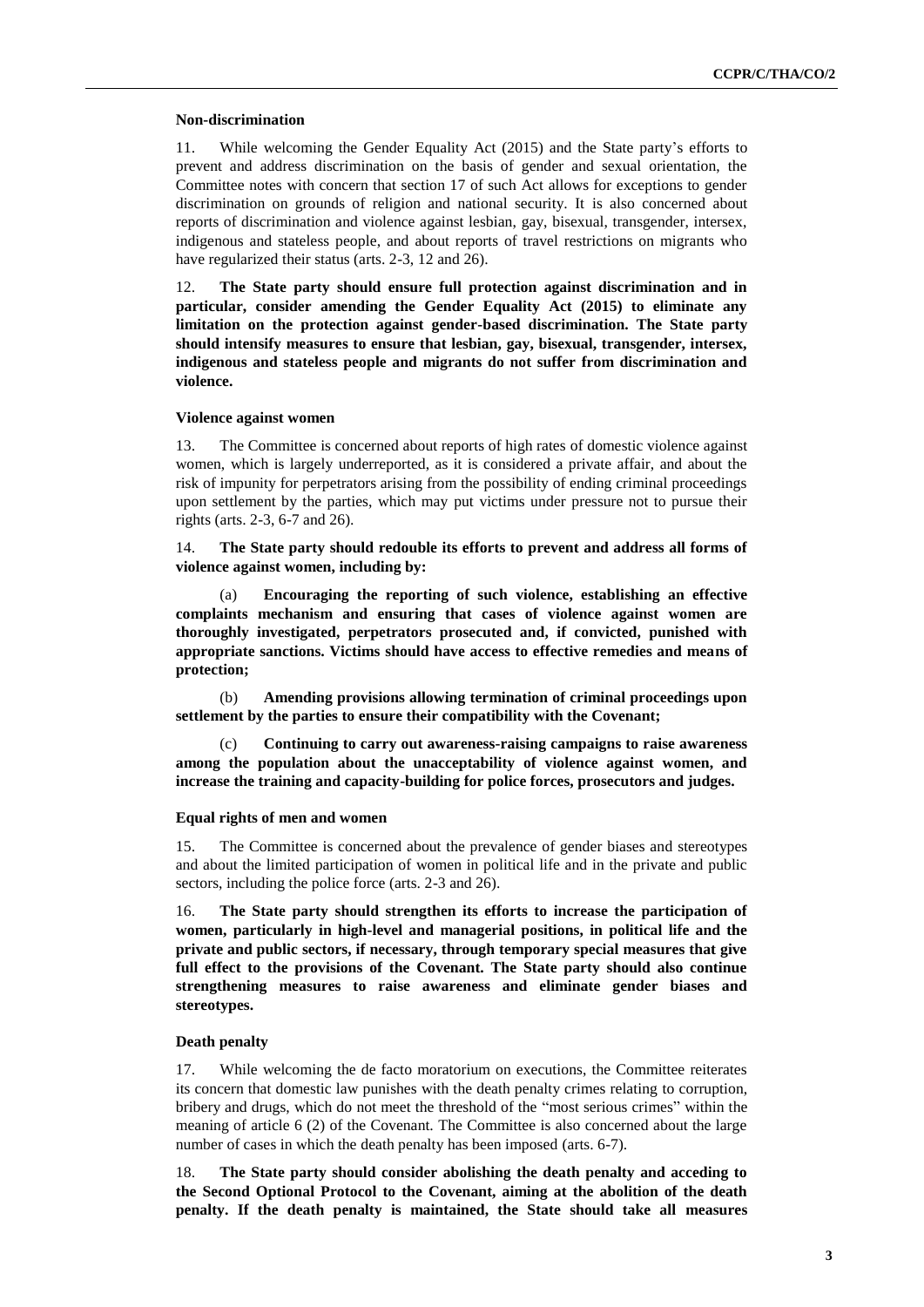### Non-discrimination

11. While welcoming the Gender Equality Act (2015) and the State party's efforts to prevent and address discrimination on the basis of gender and sexual orientation, the Committee notes with concern that section 17 of such Act allows for exceptions to gender discrimination on grounds of religion and national security. It is also concerned about reports of discrimination and violence against lesbian, gay, bisexual, transgender, intersex, indigenous and stateless people, and about reports of travel restrictions on migrants who have regularized their status (arts. 2-3, 12 and 26).

12. **The State party should ensure full protection against discrimination and in particular, consider amending the Gender Equality Act (2015) to eliminate any limitation on the protection against gender-based discrimination. The State party should intensify measures to ensure that lesbian, gay, bisexual, transgender, intersex, indigenous and stateless people and migrants do not suffer from discrimination and violence.**

### Violence against women

13. The Committee is concerned about reports of high rates of domestic violence against women, which is largely underreported, as it is considered a private affair, and about the risk of impunity for perpetrators arising from the possibility of ending criminal proceedings upon settlement by the parties, which may put victims under pressure not to pursue their rights (arts. 2-3, 6-7 and 26).

14. **The State party should redouble its efforts to prevent and address all forms of violence against women, including by:**

(a) **Encouraging the reporting of such violence, establishing an effective complaints mechanism and ensuring that cases of violence against women are thoroughly investigated, perpetrators prosecuted and, if convicted, punished with appropriate sanctions. Victims should have access to effective remedies and means of protection;**

(b) **Amending provisions allowing termination of criminal proceedings upon settlement by the parties to ensure their compatibility with the Covenant;**

(c) **Continuing to carry out awareness-raising campaigns to raise awareness among the population about the unacceptability of violence against women, and increase the training and capacity-building for police forces, prosecutors and judges.**

### Equal rights of men and women

15. The Committee is concerned about the prevalence of gender biases and stereotypes and about the limited participation of women in political life and in the private and public sectors, including the police force (arts. 2-3 and 26).

16. **The State party should strengthen its efforts to increase the participation of women, particularly in high-level and managerial positions, in political life and the private and public sectors, if necessary, through temporary special measures that give full effect to the provisions of the Covenant. The State party should also continue strengthening measures to raise awareness and eliminate gender biases and stereotypes.**

### Death penalty

17. While welcoming the de facto moratorium on executions, the Committee reiterates its concern that domestic law punishes with the death penalty crimes relating to corruption, bribery and drugs, which do not meet the threshold of the "most serious crimes" within the meaning of article 6 (2) of the Covenant. The Committee is also concerned about the large number of cases in which the death penalty has been imposed (arts. 6-7).

18. **The State party should consider abolishing the death penalty and acceding to the Second Optional Protocol to the Covenant, aiming at the abolition of the death penalty. If the death penalty is maintained, the State should take all measures**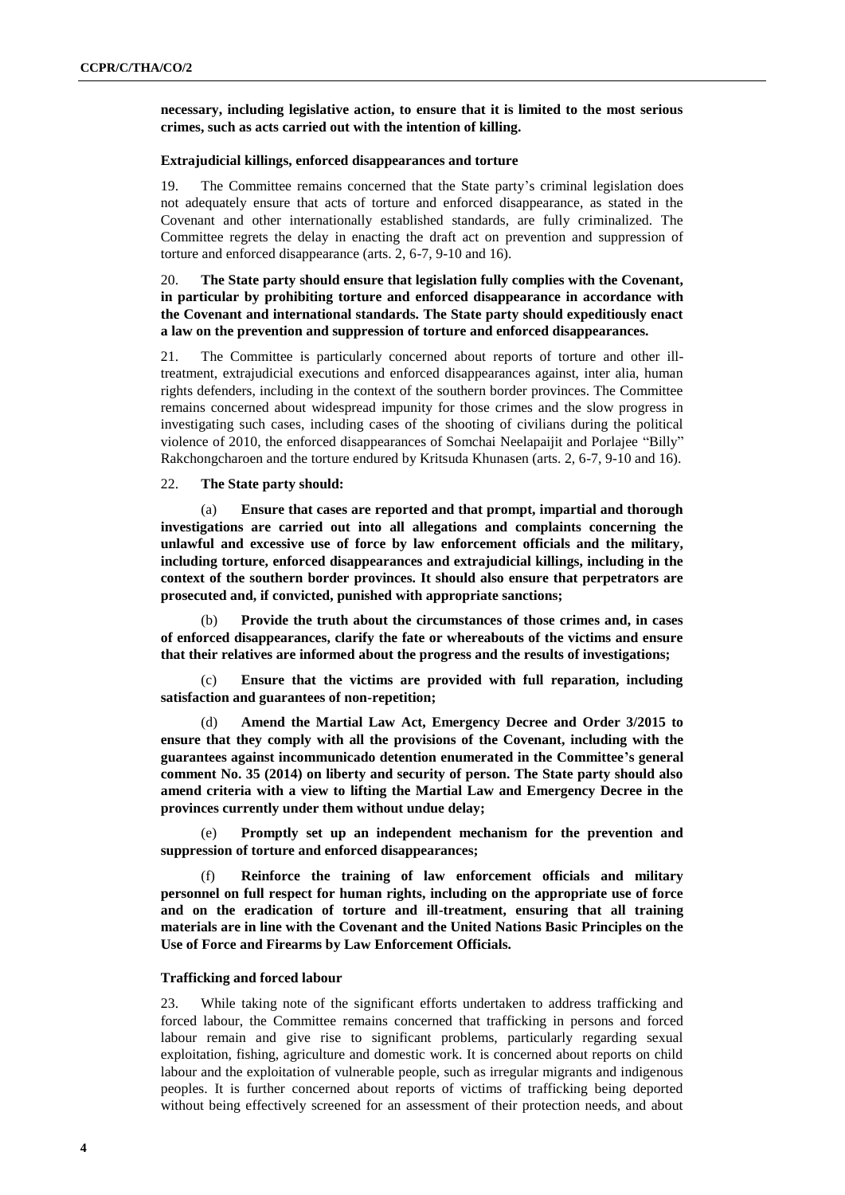**necessary, including legislative action, to ensure that it is limited to the most serious crimes, such as acts carried out with the intention of killing.**

### Extrajudicial killings, enforced disappearances and torture

19. The Committee remains concerned that the State party's criminal legislation does not adequately ensure that acts of torture and enforced disappearance, as stated in the Covenant and other internationally established standards, are fully criminalized. The Committee regrets the delay in enacting the draft act on prevention and suppression of torture and enforced disappearance (arts. 2, 6-7, 9-10 and 16).

20. **The State party should ensure that legislation fully complies with the Covenant, in particular by prohibiting torture and enforced disappearance in accordance with the Covenant and international standards. The State party should expeditiously enact a law on the prevention and suppression of torture and enforced disappearances.**

21. The Committee is particularly concerned about reports of torture and other ill-treatment, extrajudicial executions and enforced disappearances against, inter alia, human rights defenders, including in the context of the southern border provinces. The Committee remains concerned about widespread impunity for those crimes and the slow progress in investigating such cases, including cases of the shooting of civilians during the political violence of 2010, the enforced disappearances of Somchai Neelapaijit and Porlajee "Billy" Rakchongcharoen and the torture endured by Kritsuda Khunasen (arts. 2, 6-7, 9-10 and 16).

22. **The State party should:**

(a) **Ensure that cases are reported and that prompt, impartial and thorough investigations are carried out into all allegations and complaints concerning the unlawful and excessive use of force by law enforcement officials and the military, including torture, enforced disappearances and extrajudicial killings, including in the context of the southern border provinces. It should also ensure that perpetrators are prosecuted and, if convicted, punished with appropriate sanctions;**

(b) **Provide the truth about the circumstances of those crimes and, in cases of enforced disappearances, clarify the fate or whereabouts of the victims and ensure that their relatives are informed about the progress and the results of investigations;**

(c) **Ensure that the victims are provided with full reparation, including satisfaction and guarantees of non-repetition;**

(d) **Amend the Martial Law Act, Emergency Decree and Order 3/2015 to ensure that they comply with all the provisions of the Covenant, including with the guarantees against incommunicado detention enumerated in the Committee's general comment No. 35 (2014) on liberty and security of person. The State party should also amend criteria with a view to lifting the Martial Law and Emergency Decree in the provinces currently under them without undue delay;**

(e) **Promptly set up an independent mechanism for the prevention and suppression of torture and enforced disappearances;**

(f) **Reinforce the training of law enforcement officials and military personnel on full respect for human rights, including on the appropriate use of force and on the eradication of torture and ill-treatment, ensuring that all training materials are in line with the Covenant and the United Nations Basic Principles on the Use of Force and Firearms by Law Enforcement Officials.**

### Trafficking and forced labour

23. While taking note of the significant efforts undertaken to address trafficking and forced labour, the Committee remains concerned that trafficking in persons and forced labour remain and give rise to significant problems, particularly regarding sexual exploitation, fishing, agriculture and domestic work. It is concerned about reports on child labour and the exploitation of vulnerable people, such as irregular migrants and indigenous peoples. It is further concerned about reports of victims of trafficking being deported without being effectively screened for an assessment of their protection needs, and about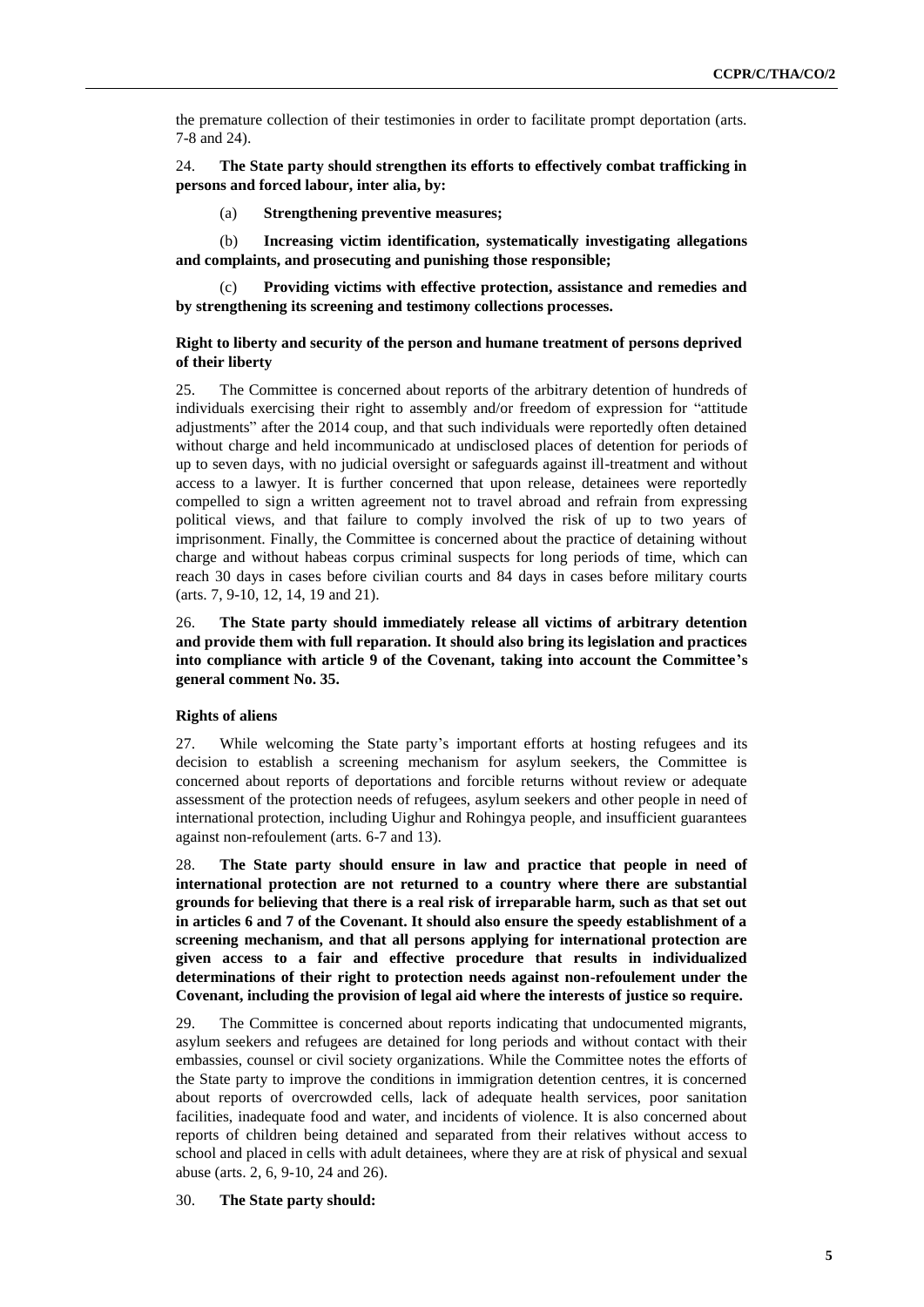the premature collection of their testimonies in order to facilitate prompt deportation (arts. 7-8 and 24).

24. **The State party should strengthen its efforts to effectively combat trafficking in persons and forced labour, inter alia, by:**

(a) **Strengthening preventive measures;**

(b) **Increasing victim identification, systematically investigating allegations and complaints, and prosecuting and punishing those responsible;**

(c) **Providing victims with effective protection, assistance and remedies and by strengthening its screening and testimony collections processes.**

### Right to liberty and security of the person and humane treatment of persons deprived of their liberty

25. The Committee is concerned about reports of the arbitrary detention of hundreds of individuals exercising their right to assembly and/or freedom of expression for "attitude adjustments" after the 2014 coup, and that such individuals were reportedly often detained without charge and held incommunicado at undisclosed places of detention for periods of up to seven days, with no judicial oversight or safeguards against ill-treatment and without access to a lawyer. It is further concerned that upon release, detainees were reportedly compelled to sign a written agreement not to travel abroad and refrain from expressing political views, and that failure to comply involved the risk of up to two years of imprisonment. Finally, the Committee is concerned about the practice of detaining without charge and without habeas corpus criminal suspects for long periods of time, which can reach 30 days in cases before civilian courts and 84 days in cases before military courts (arts. 7, 9-10, 12, 14, 19 and 21).

26. **The State party should immediately release all victims of arbitrary detention and provide them with full reparation. It should also bring its legislation and practices into compliance with article 9 of the Covenant, taking into account the Committee's general comment No. 35.**

### Rights of aliens

27. While welcoming the State party's important efforts at hosting refugees and its decision to establish a screening mechanism for asylum seekers, the Committee is concerned about reports of deportations and forcible returns without review or adequate assessment of the protection needs of refugees, asylum seekers and other people in need of international protection, including Uighur and Rohingya people, and insufficient guarantees against non-refoulement (arts. 6-7 and 13).

28. **The State party should ensure in law and practice that people in need of international protection are not returned to a country where there are substantial grounds for believing that there is a real risk of irreparable harm, such as that set out in articles 6 and 7 of the Covenant. It should also ensure the speedy establishment of a screening mechanism, and that all persons applying for international protection are given access to a fair and effective procedure that results in individualized determinations of their right to protection needs against non-refoulement under the Covenant, including the provision of legal aid where the interests of justice so require.**

29. The Committee is concerned about reports indicating that undocumented migrants, asylum seekers and refugees are detained for long periods and without contact with their embassies, counsel or civil society organizations. While the Committee notes the efforts of the State party to improve the conditions in immigration detention centres, it is concerned about reports of overcrowded cells, lack of adequate health services, poor sanitation facilities, inadequate food and water, and incidents of violence. It is also concerned about reports of children being detained and separated from their relatives without access to school and placed in cells with adult detainees, where they are at risk of physical and sexual abuse (arts. 2, 6, 9-10, 24 and 26).

30. **The State party should:**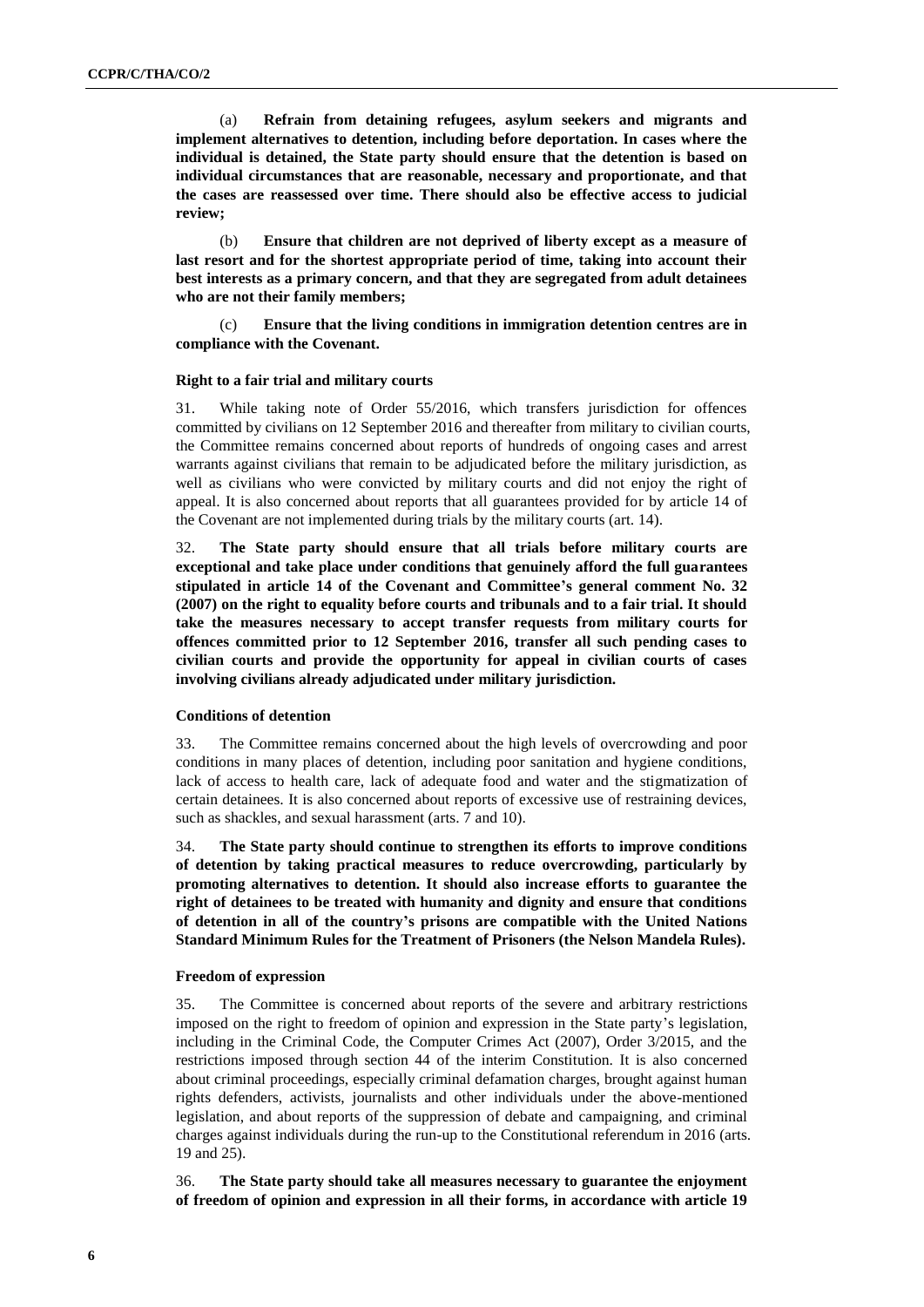(a) **Refrain from detaining refugees, asylum seekers and migrants and implement alternatives to detention, including before deportation. In cases where the individual is detained, the State party should ensure that the detention is based on individual circumstances that are reasonable, necessary and proportionate, and that the cases are reassessed over time. There should also be effective access to judicial review;**

(b) **Ensure that children are not deprived of liberty except as a measure of last resort and for the shortest appropriate period of time, taking into account their best interests as a primary concern, and that they are segregated from adult detainees who are not their family members;**

(c) **Ensure that the living conditions in immigration detention centres are in compliance with the Covenant.**

#### Right to a fair trial and military courts

31. While taking note of Order 55/2016, which transfers jurisdiction for offences committed by civilians on 12 September 2016 and thereafter from military to civilian courts, the Committee remains concerned about reports of hundreds of ongoing cases and arrest warrants against civilians that remain to be adjudicated before the military jurisdiction, as well as civilians who were convicted by military courts and did not enjoy the right of appeal. It is also concerned about reports that all guarantees provided for by article 14 of the Covenant are not implemented during trials by the military courts (art. 14).

32. **The State party should ensure that all trials before military courts are exceptional and take place under conditions that genuinely afford the full guarantees stipulated in article 14 of the Covenant and Committee's general comment No. 32 (2007) on the right to equality before courts and tribunals and to a fair trial. It should take the measures necessary to accept transfer requests from military courts for offences committed prior to 12 September 2016, transfer all such pending cases to civilian courts and provide the opportunity for appeal in civilian courts of cases involving civilians already adjudicated under military jurisdiction.**

#### Conditions of detention

33. The Committee remains concerned about the high levels of overcrowding and poor conditions in many places of detention, including poor sanitation and hygiene conditions, lack of access to health care, lack of adequate food and water and the stigmatization of certain detainees. It is also concerned about reports of excessive use of restraining devices, such as shackles, and sexual harassment (arts. 7 and 10).

34. **The State party should continue to strengthen its efforts to improve conditions of detention by taking practical measures to reduce overcrowding, particularly by promoting alternatives to detention. It should also increase efforts to guarantee the right of detainees to be treated with humanity and dignity and ensure that conditions of detention in all of the country's prisons are compatible with the United Nations Standard Minimum Rules for the Treatment of Prisoners (the Nelson Mandela Rules).**

#### Freedom of expression

35. The Committee is concerned about reports of the severe and arbitrary restrictions imposed on the right to freedom of opinion and expression in the State party's legislation, including in the Criminal Code, the Computer Crimes Act (2007), Order 3/2015, and the restrictions imposed through section 44 of the interim Constitution. It is also concerned about criminal proceedings, especially criminal defamation charges, brought against human rights defenders, activists, journalists and other individuals under the above-mentioned legislation, and about reports of the suppression of debate and campaigning, and criminal charges against individuals during the run-up to the Constitutional referendum in 2016 (arts. 19 and 25).

36. **The State party should take all measures necessary to guarantee the enjoyment of freedom of opinion and expression in all their forms, in accordance with article 19**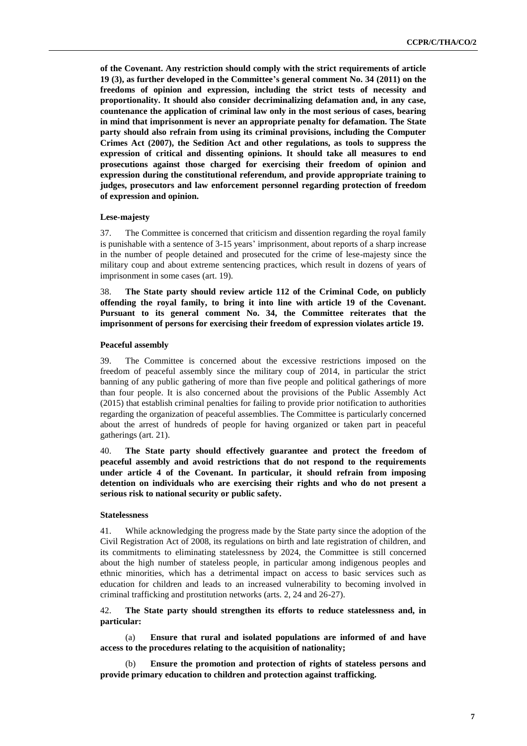**of the Covenant. Any restriction should comply with the strict requirements of article 19 (3), as further developed in the Committee's general comment No. 34 (2011) on the freedoms of opinion and expression, including the strict tests of necessity and proportionality. It should also consider decriminalizing defamation and, in any case, countenance the application of criminal law only in the most serious of cases, bearing in mind that imprisonment is never an appropriate penalty for defamation. The State party should also refrain from using its criminal provisions, including the Computer Crimes Act (2007), the Sedition Act and other regulations, as tools to suppress the expression of critical and dissenting opinions. It should take all measures to end prosecutions against those charged for exercising their freedom of opinion and expression during the constitutional referendum, and provide appropriate training to judges, prosecutors and law enforcement personnel regarding protection of freedom of expression and opinion.**

#### Lese-majesty

37. The Committee is concerned that criticism and dissention regarding the royal family is punishable with a sentence of 3-15 years' imprisonment, about reports of a sharp increase in the number of people detained and prosecuted for the crime of lese-majesty since the military coup and about extreme sentencing practices, which result in dozens of years of imprisonment in some cases (art. 19).

38. **The State party should review article 112 of the Criminal Code, on publicly offending the royal family, to bring it into line with article 19 of the Covenant. Pursuant to its general comment No. 34, the Committee reiterates that the imprisonment of persons for exercising their freedom of expression violates article 19.**

#### Peaceful assembly

39. The Committee is concerned about the excessive restrictions imposed on the freedom of peaceful assembly since the military coup of 2014, in particular the strict banning of any public gathering of more than five people and political gatherings of more than four people. It is also concerned about the provisions of the Public Assembly Act (2015) that establish criminal penalties for failing to provide prior notification to authorities regarding the organization of peaceful assemblies. The Committee is particularly concerned about the arrest of hundreds of people for having organized or taken part in peaceful gatherings (art. 21).

40. **The State party should effectively guarantee and protect the freedom of peaceful assembly and avoid restrictions that do not respond to the requirements under article 4 of the Covenant. In particular, it should refrain from imposing detention on individuals who are exercising their rights and who do not present a serious risk to national security or public safety.**

#### Statelessness

41. While acknowledging the progress made by the State party since the adoption of the Civil Registration Act of 2008, its regulations on birth and late registration of children, and its commitments to eliminating statelessness by 2024, the Committee is still concerned about the high number of stateless people, in particular among indigenous peoples and ethnic minorities, which has a detrimental impact on access to basic services such as education for children and leads to an increased vulnerability to becoming involved in criminal trafficking and prostitution networks (arts. 2, 24 and 26-27).

42. **The State party should strengthen its efforts to reduce statelessness and, in particular:**

(a) **Ensure that rural and isolated populations are informed of and have access to the procedures relating to the acquisition of nationality;**

(b) **Ensure the promotion and protection of rights of stateless persons and provide primary education to children and protection against trafficking.**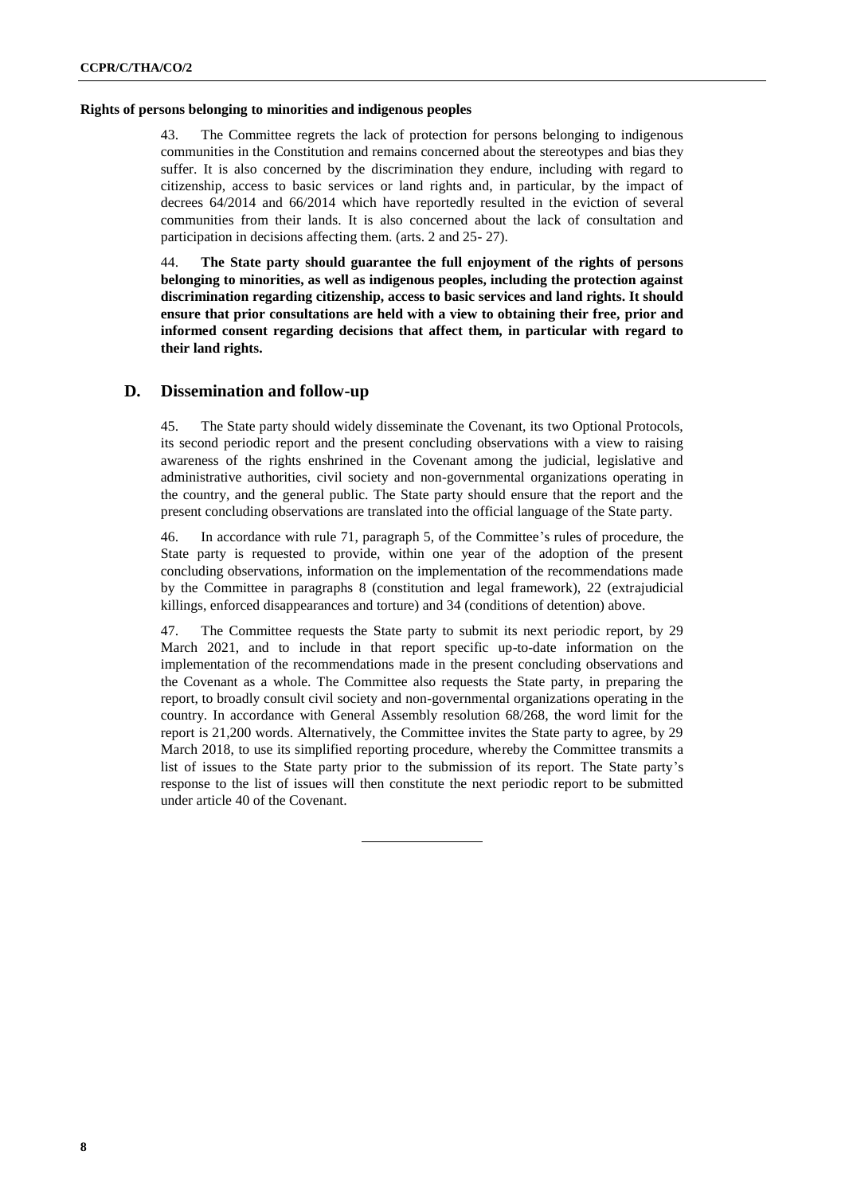#### Rights of persons belonging to minorities and indigenous peoples

43. The Committee regrets the lack of protection for persons belonging to indigenous communities in the Constitution and remains concerned about the stereotypes and bias they suffer. It is also concerned by the discrimination they endure, including with regard to citizenship, access to basic services or land rights and, in particular, by the impact of decrees 64/2014 and 66/2014 which have reportedly resulted in the eviction of several communities from their lands. It is also concerned about the lack of consultation and participation in decisions affecting them. (arts. 2 and 25- 27).

44. **The State party should guarantee the full enjoyment of the rights of persons belonging to minorities, as well as indigenous peoples, including the protection against discrimination regarding citizenship, access to basic services and land rights. It should ensure that prior consultations are held with a view to obtaining their free, prior and informed consent regarding decisions that affect them, in particular with regard to their land rights.**

## D. Dissemination and follow-up

45. The State party should widely disseminate the Covenant, its two Optional Protocols, its second periodic report and the present concluding observations with a view to raising awareness of the rights enshrined in the Covenant among the judicial, legislative and administrative authorities, civil society and non-governmental organizations operating in the country, and the general public. The State party should ensure that the report and the present concluding observations are translated into the official language of the State party.

46. In accordance with rule 71, paragraph 5, of the Committee's rules of procedure, the State party is requested to provide, within one year of the adoption of the present concluding observations, information on the implementation of the recommendations made by the Committee in paragraphs 8 (constitution and legal framework), 22 (extrajudicial killings, enforced disappearances and torture) and 34 (conditions of detention) above.

47. The Committee requests the State party to submit its next periodic report, by 29 March 2021, and to include in that report specific up-to-date information on the implementation of the recommendations made in the present concluding observations and the Covenant as a whole. The Committee also requests the State party, in preparing the report, to broadly consult civil society and non-governmental organizations operating in the country. In accordance with General Assembly resolution 68/268, the word limit for the report is 21,200 words. Alternatively, the Committee invites the State party to agree, by 29 March 2018, to use its simplified reporting procedure, whereby the Committee transmits a list of issues to the State party prior to the submission of its report. The State party's response to the list of issues will then constitute the next periodic report to be submitted under article 40 of the Covenant.